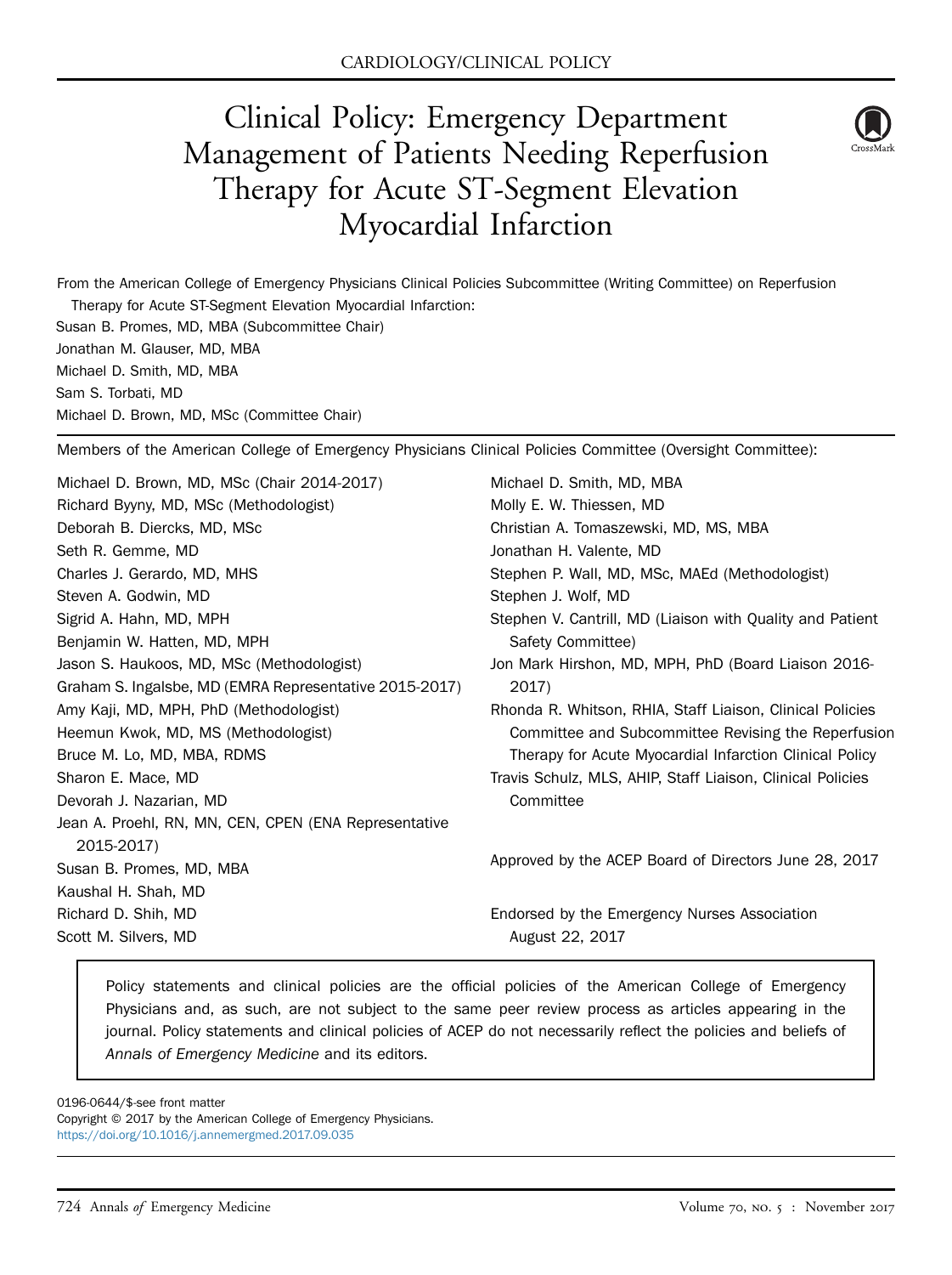# Clinical Policy: Emergency Department Management of Patients Needing Reperfusion Therapy for Acute ST-Segment Elevation Myocardial Infarction

From the American College of Emergency Physicians Clinical Policies Subcommittee (Writing Committee) on Reperfusion Therapy for Acute ST-Segment Elevation Myocardial Infarction:

Susan B. Promes, MD, MBA (Subcommittee Chair)
Jonathan M. Glauser, MD, MBA
Michael D. Smith, MD, MBA
Sam S. Torbati, MD
Michael D. Brown, MD, MSc (Committee Chair)

Members of the American College of Emergency Physicians Clinical Policies Committee (Oversight Committee):

Michael D. Brown, MD, MSc (Chair 2014-2017)
Richard Byyny, MD, MSc (Methodologist)
Deborah B. Diercks, MD, MSc
Seth R. Gemme, MD
Charles J. Gerardo, MD, MHS
Steven A. Godwin, MD
Sigrid A. Hahn, MD, MPH
Benjamin W. Hatten, MD, MPH
Jason S. Haukoos, MD, MSc (Methodologist)
Graham S. Ingalsbe, MD (EMRA Representative 2015-2017)
Amy Kaji, MD, MPH, PhD (Methodologist)
Heemun Kwok, MD, MS (Methodologist)
Bruce M. Lo, MD, MBA, RDMS
Sharon E. Mace, MD
Devorah J. Nazarian, MD
Jean A. Proehl, RN, MN, CEN, CPEN (ENA Representative 2015-2017)
Susan B. Promes, MD, MBA
Kaushal H. Shah, MD
Richard D. Shih, MD
Scott M. Silvers, MD
Michael D. Smith, MD, MBA
Molly E. W. Thiessen, MD
Christian A. Tomaszewski, MD, MS, MBA
Jonathan H. Valente, MD
Stephen P. Wall, MD, MSc, MAEd (Methodologist)
Stephen J. Wolf, MD
Stephen V. Cantrill, MD (Liaison with Quality and Patient Safety Committee)
Jon Mark Hirshon, MD, MPH, PhD (Board Liaison 2016-2017)
Rhonda R. Whitson, RHIA, Staff Liaison, Clinical Policies Committee and Subcommittee Revising the Reperfusion Therapy for Acute Myocardial Infarction Clinical Policy
Travis Schulz, MLS, AHIP, Staff Liaison, Clinical Policies Committee

Approved by the ACEP Board of Directors June 28, 2017

Endorsed by the Emergency Nurses Association August 22, 2017

> Policy statements and clinical policies are the official policies of the American College of Emergency Physicians and, as such, are not subject to the same peer review process as articles appearing in the journal. Policy statements and clinical policies of ACEP do not necessarily reflect the policies and beliefs of *Annals of Emergency Medicine* and its editors.

0196-0644/$-see front matter
Copyright © 2017 by the American College of Emergency Physicians.
https://doi.org/10.1016/j.annemergmed.2017.09.035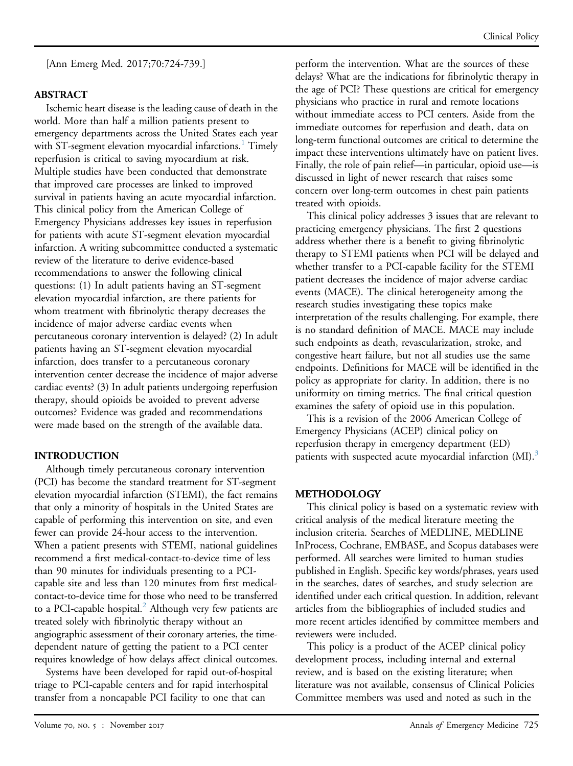[Ann Emerg Med. 2017;70:724-739.]

## ABSTRACT

Ischemic heart disease is the leading cause of death in the world. More than half a million patients present to emergency departments across the United States each year with ST-segment elevation myocardial infarctions.[1] Timely reperfusion is critical to saving myocardium at risk. Multiple studies have been conducted that demonstrate that improved care processes are linked to improved survival in patients having an acute myocardial infarction. This clinical policy from the American College of Emergency Physicians addresses key issues in reperfusion for patients with acute ST-segment elevation myocardial infarction. A writing subcommittee conducted a systematic review of the literature to derive evidence-based recommendations to answer the following clinical questions: (1) In adult patients having an ST-segment elevation myocardial infarction, are there patients for whom treatment with fibrinolytic therapy decreases the incidence of major adverse cardiac events when percutaneous coronary intervention is delayed? (2) In adult patients having an ST-segment elevation myocardial infarction, does transfer to a percutaneous coronary intervention center decrease the incidence of major adverse cardiac events? (3) In adult patients undergoing reperfusion therapy, should opioids be avoided to prevent adverse outcomes? Evidence was graded and recommendations were made based on the strength of the available data.

## INTRODUCTION

Although timely percutaneous coronary intervention (PCI) has become the standard treatment for ST-segment elevation myocardial infarction (STEMI), the fact remains that only a minority of hospitals in the United States are capable of performing this intervention on site, and even fewer can provide 24-hour access to the intervention. When a patient presents with STEMI, national guidelines recommend a first medical-contact-to-device time of less than 90 minutes for individuals presenting to a PCI-capable site and less than 120 minutes from first medical-contact-to-device time for those who need to be transferred to a PCI-capable hospital.[2] Although very few patients are treated solely with fibrinolytic therapy without an angiographic assessment of their coronary arteries, the time-dependent nature of getting the patient to a PCI center requires knowledge of how delays affect clinical outcomes.

Systems have been developed for rapid out-of-hospital triage to PCI-capable centers and for rapid interhospital transfer from a noncapable PCI facility to one that can perform the intervention. What are the sources of these delays? What are the indications for fibrinolytic therapy in the age of PCI? These questions are critical for emergency physicians who practice in rural and remote locations without immediate access to PCI centers. Aside from the immediate outcomes for reperfusion and death, data on long-term functional outcomes are critical to determine the impact these interventions ultimately have on patient lives. Finally, the role of pain relief—in particular, opioid use—is discussed in light of newer research that raises some concern over long-term outcomes in chest pain patients treated with opioids.

This clinical policy addresses 3 issues that are relevant to practicing emergency physicians. The first 2 questions address whether there is a benefit to giving fibrinolytic therapy to STEMI patients when PCI will be delayed and whether transfer to a PCI-capable facility for the STEMI patient decreases the incidence of major adverse cardiac events (MACE). The clinical heterogeneity among the research studies investigating these topics make interpretation of the results challenging. For example, there is no standard definition of MACE. MACE may include such endpoints as death, revascularization, stroke, and congestive heart failure, but not all studies use the same endpoints. Definitions for MACE will be identified in the policy as appropriate for clarity. In addition, there is no uniformity on timing metrics. The final critical question examines the safety of opioid use in this population.

This is a revision of the 2006 American College of Emergency Physicians (ACEP) clinical policy on reperfusion therapy in emergency department (ED) patients with suspected acute myocardial infarction (MI).[3]

## METHODOLOGY

This clinical policy is based on a systematic review with critical analysis of the medical literature meeting the inclusion criteria. Searches of MEDLINE, MEDLINE InProcess, Cochrane, EMBASE, and Scopus databases were performed. All searches were limited to human studies published in English. Specific key words/phrases, years used in the searches, dates of searches, and study selection are identified under each critical question. In addition, relevant articles from the bibliographies of included studies and more recent articles identified by committee members and reviewers were included.

This policy is a product of the ACEP clinical policy development process, including internal and external review, and is based on the existing literature; when literature was not available, consensus of Clinical Policies Committee members was used and noted as such in the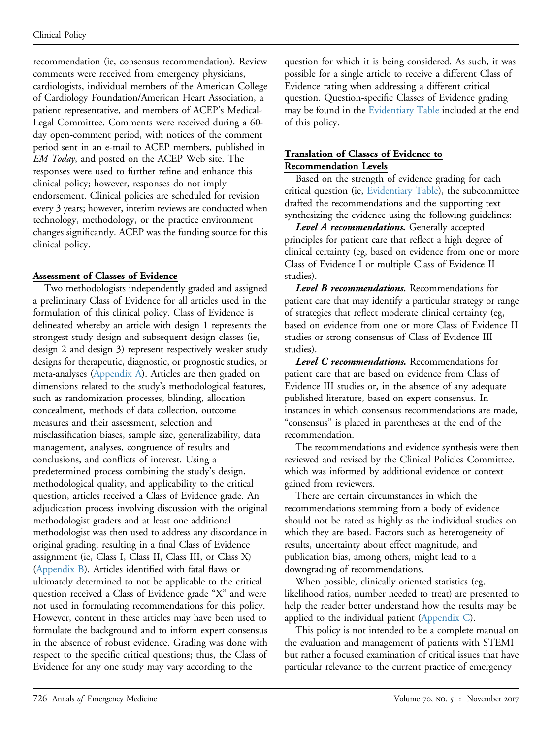recommendation (ie, consensus recommendation). Review comments were received from emergency physicians, cardiologists, individual members of the American College of Cardiology Foundation/American Heart Association, a patient representative, and members of ACEP's Medical-Legal Committee. Comments were received during a 60-day open-comment period, with notices of the comment period sent in an e-mail to ACEP members, published in *EM Today*, and posted on the ACEP Web site. The responses were used to further refine and enhance this clinical policy; however, responses do not imply endorsement. Clinical policies are scheduled for revision every 3 years; however, interim reviews are conducted when technology, methodology, or the practice environment changes significantly. ACEP was the funding source for this clinical policy.

## Assessment of Classes of Evidence

Two methodologists independently graded and assigned a preliminary Class of Evidence for all articles used in the formulation of this clinical policy. Class of Evidence is delineated whereby an article with design 1 represents the strongest study design and subsequent design classes (ie, design 2 and design 3) represent respectively weaker study designs for therapeutic, diagnostic, or prognostic studies, or meta-analyses (Appendix A). Articles are then graded on dimensions related to the study's methodological features, such as randomization processes, blinding, allocation concealment, methods of data collection, outcome measures and their assessment, selection and misclassification biases, sample size, generalizability, data management, analyses, congruence of results and conclusions, and conflicts of interest. Using a predetermined process combining the study's design, methodological quality, and applicability to the critical question, articles received a Class of Evidence grade. An adjudication process involving discussion with the original methodologist graders and at least one additional methodologist was then used to address any discordance in original grading, resulting in a final Class of Evidence assignment (ie, Class I, Class II, Class III, or Class X) (Appendix B). Articles identified with fatal flaws or ultimately determined to not be applicable to the critical question received a Class of Evidence grade "X" and were not used in formulating recommendations for this policy. However, content in these articles may have been used to formulate the background and to inform expert consensus in the absence of robust evidence. Grading was done with respect to the specific critical questions; thus, the Class of Evidence for any one study may vary according to the question for which it is being considered. As such, it was possible for a single article to receive a different Class of Evidence rating when addressing a different critical question. Question-specific Classes of Evidence grading may be found in the Evidentiary Table included at the end of this policy.

## Translation of Classes of Evidence to Recommendation Levels

Based on the strength of evidence grading for each critical question (ie, Evidentiary Table), the subcommittee drafted the recommendations and the supporting text synthesizing the evidence using the following guidelines:

***Level A recommendations.*** Generally accepted principles for patient care that reflect a high degree of clinical certainty (eg, based on evidence from one or more Class of Evidence I or multiple Class of Evidence II studies).

***Level B recommendations.*** Recommendations for patient care that may identify a particular strategy or range of strategies that reflect moderate clinical certainty (eg, based on evidence from one or more Class of Evidence II studies or strong consensus of Class of Evidence III studies).

***Level C recommendations.*** Recommendations for patient care that are based on evidence from Class of Evidence III studies or, in the absence of any adequate published literature, based on expert consensus. In instances in which consensus recommendations are made, "consensus" is placed in parentheses at the end of the recommendation.

The recommendations and evidence synthesis were then reviewed and revised by the Clinical Policies Committee, which was informed by additional evidence or context gained from reviewers.

There are certain circumstances in which the recommendations stemming from a body of evidence should not be rated as highly as the individual studies on which they are based. Factors such as heterogeneity of results, uncertainty about effect magnitude, and publication bias, among others, might lead to a downgrading of recommendations.

When possible, clinically oriented statistics (eg, likelihood ratios, number needed to treat) are presented to help the reader better understand how the results may be applied to the individual patient (Appendix C).

This policy is not intended to be a complete manual on the evaluation and management of patients with STEMI but rather a focused examination of critical issues that have particular relevance to the current practice of emergency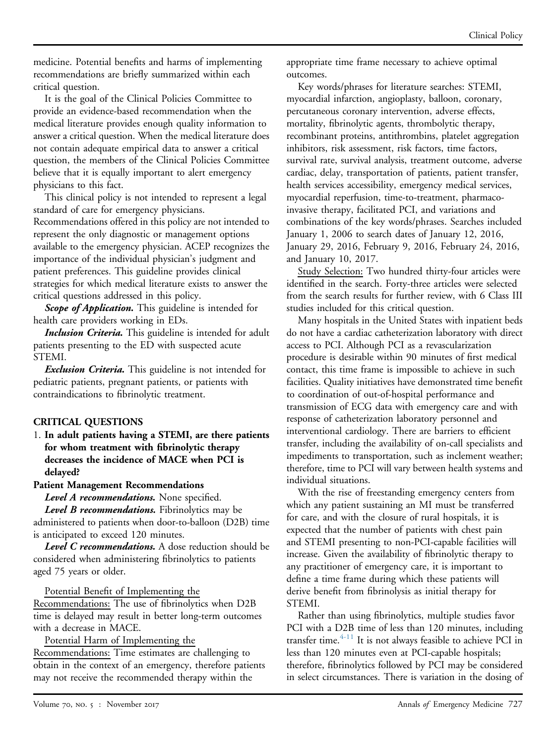medicine. Potential benefits and harms of implementing recommendations are briefly summarized within each critical question.

It is the goal of the Clinical Policies Committee to provide an evidence-based recommendation when the medical literature provides enough quality information to answer a critical question. When the medical literature does not contain adequate empirical data to answer a critical question, the members of the Clinical Policies Committee believe that it is equally important to alert emergency physicians to this fact.

This clinical policy is not intended to represent a legal standard of care for emergency physicians. Recommendations offered in this policy are not intended to represent the only diagnostic or management options available to the emergency physician. ACEP recognizes the importance of the individual physician's judgment and patient preferences. This guideline provides clinical strategies for which medical literature exists to answer the critical questions addressed in this policy.

***Scope of Application.*** This guideline is intended for health care providers working in EDs.

***Inclusion Criteria.*** This guideline is intended for adult patients presenting to the ED with suspected acute STEMI.

***Exclusion Criteria.*** This guideline is not intended for pediatric patients, pregnant patients, or patients with contraindications to fibrinolytic treatment.

## CRITICAL QUESTIONS

1. **In adult patients having a STEMI, are there patients for whom treatment with fibrinolytic therapy decreases the incidence of MACE when PCI is delayed?**

**Patient Management Recommendations**

***Level A recommendations.*** None specified.

***Level B recommendations.*** Fibrinolytics may be administered to patients when door-to-balloon (D2B) time is anticipated to exceed 120 minutes.

***Level C recommendations.*** A dose reduction should be considered when administering fibrinolytics to patients aged 75 years or older.

Potential Benefit of Implementing the Recommendations: The use of fibrinolytics when D2B time is delayed may result in better long-term outcomes with a decrease in MACE.

Potential Harm of Implementing the Recommendations: Time estimates are challenging to obtain in the context of an emergency, therefore patients may not receive the recommended therapy within the appropriate time frame necessary to achieve optimal outcomes.

Key words/phrases for literature searches: STEMI, myocardial infarction, angioplasty, balloon, coronary, percutaneous coronary intervention, adverse effects, mortality, fibrinolytic agents, thrombolytic therapy, recombinant proteins, antithrombins, platelet aggregation inhibitors, risk assessment, risk factors, time factors, survival rate, survival analysis, treatment outcome, adverse cardiac, delay, transportation of patients, patient transfer, health services accessibility, emergency medical services, myocardial reperfusion, time-to-treatment, pharmaco-invasive therapy, facilitated PCI, and variations and combinations of the key words/phrases. Searches included January 1, 2006 to search dates of January 12, 2016, January 29, 2016, February 9, 2016, February 24, 2016, and January 10, 2017.

Study Selection: Two hundred thirty-four articles were identified in the search. Forty-three articles were selected from the search results for further review, with 6 Class III studies included for this critical question.

Many hospitals in the United States with inpatient beds do not have a cardiac catheterization laboratory with direct access to PCI. Although PCI as a revascularization procedure is desirable within 90 minutes of first medical contact, this time frame is impossible to achieve in such facilities. Quality initiatives have demonstrated time benefit to coordination of out-of-hospital performance and transmission of ECG data with emergency care and with response of catheterization laboratory personnel and interventional cardiology. There are barriers to efficient transfer, including the availability of on-call specialists and impediments to transportation, such as inclement weather; therefore, time to PCI will vary between health systems and individual situations.

With the rise of freestanding emergency centers from which any patient sustaining an MI must be transferred for care, and with the closure of rural hospitals, it is expected that the number of patients with chest pain and STEMI presenting to non-PCI-capable facilities will increase. Given the availability of fibrinolytic therapy to any practitioner of emergency care, it is important to define a time frame during which these patients will derive benefit from fibrinolysis as initial therapy for STEMI.

Rather than using fibrinolytics, multiple studies favor PCI with a D2B time of less than 120 minutes, including transfer time.[4-11] It is not always feasible to achieve PCI in less than 120 minutes even at PCI-capable hospitals; therefore, fibrinolytics followed by PCI may be considered in select circumstances. There is variation in the dosing of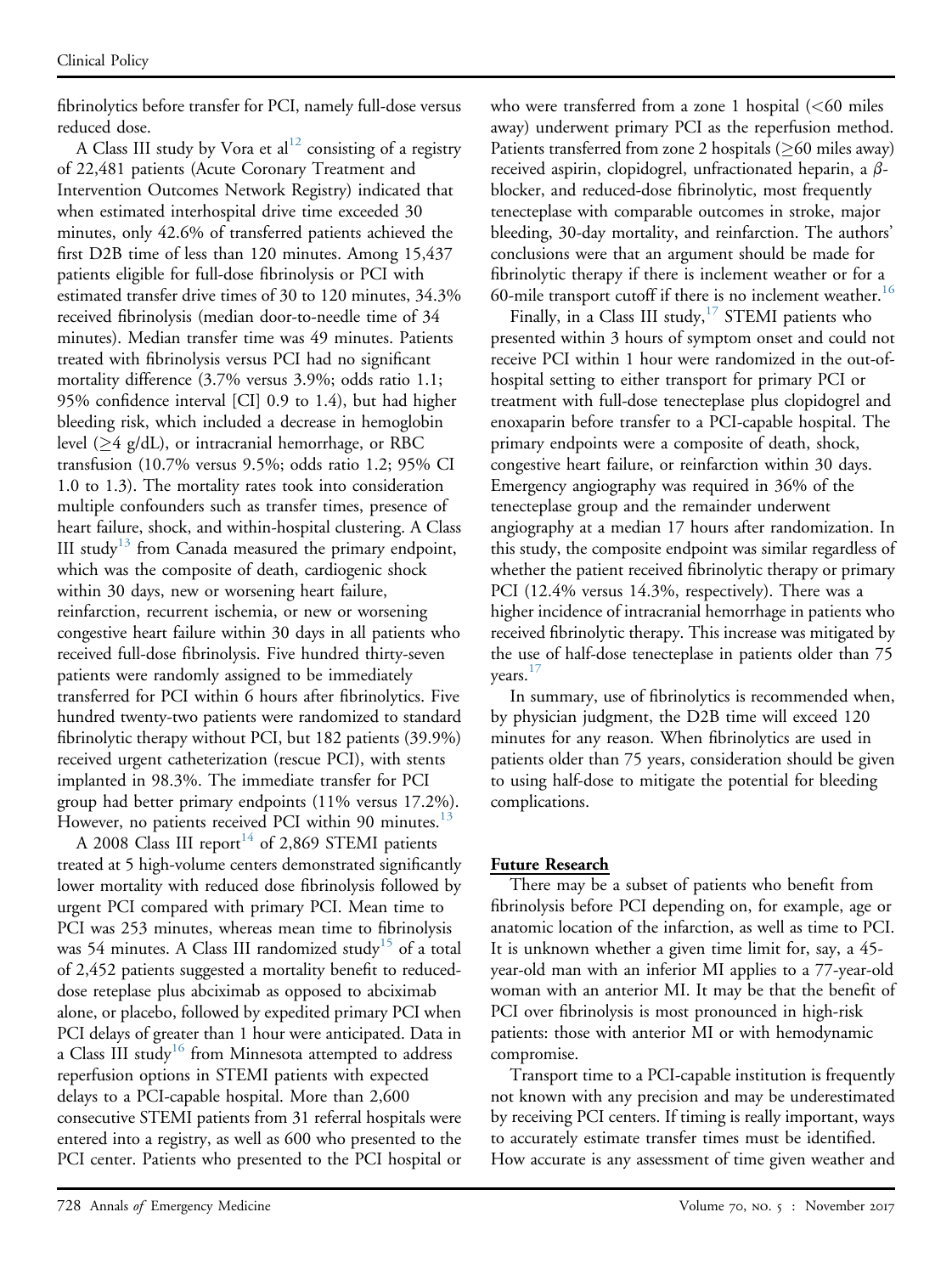fibrinolytics before transfer for PCI, namely full-dose versus reduced dose.

A Class III study by Vora et al[12] consisting of a registry of 22,481 patients (Acute Coronary Treatment and Intervention Outcomes Network Registry) indicated that when estimated interhospital drive time exceeded 30 minutes, only 42.6% of transferred patients achieved the first D2B time of less than 120 minutes. Among 15,437 patients eligible for full-dose fibrinolysis or PCI with estimated transfer drive times of 30 to 120 minutes, 34.3% received fibrinolysis (median door-to-needle time of 34 minutes). Median transfer time was 49 minutes. Patients treated with fibrinolysis versus PCI had no significant mortality difference (3.7% versus 3.9%; odds ratio 1.1; 95% confidence interval [CI] 0.9 to 1.4), but had higher bleeding risk, which included a decrease in hemoglobin level (≥4 g/dL), or intracranial hemorrhage, or RBC transfusion (10.7% versus 9.5%; odds ratio 1.2; 95% CI 1.0 to 1.3). The mortality rates took into consideration multiple confounders such as transfer times, presence of heart failure, shock, and within-hospital clustering. A Class III study[13] from Canada measured the primary endpoint, which was the composite of death, cardiogenic shock within 30 days, new or worsening heart failure, reinfarction, recurrent ischemia, or new or worsening congestive heart failure within 30 days in all patients who received full-dose fibrinolysis. Five hundred thirty-seven patients were randomly assigned to be immediately transferred for PCI within 6 hours after fibrinolytics. Five hundred twenty-two patients were randomized to standard fibrinolytic therapy without PCI, but 182 patients (39.9%) received urgent catheterization (rescue PCI), with stents implanted in 98.3%. The immediate transfer for PCI group had better primary endpoints (11% versus 17.2%). However, no patients received PCI within 90 minutes.[13]

A 2008 Class III report[14] of 2,869 STEMI patients treated at 5 high-volume centers demonstrated significantly lower mortality with reduced dose fibrinolysis followed by urgent PCI compared with primary PCI. Mean time to PCI was 253 minutes, whereas mean time to fibrinolysis was 54 minutes. A Class III randomized study[15] of a total of 2,452 patients suggested a mortality benefit to reduced-dose reteplase plus abciximab as opposed to abciximab alone, or placebo, followed by expedited primary PCI when PCI delays of greater than 1 hour were anticipated. Data in a Class III study[16] from Minnesota attempted to address reperfusion options in STEMI patients with expected delays to a PCI-capable hospital. More than 2,600 consecutive STEMI patients from 31 referral hospitals were entered into a registry, as well as 600 who presented to the PCI center. Patients who presented to the PCI hospital or who were transferred from a zone 1 hospital (<60 miles away) underwent primary PCI as the reperfusion method. Patients transferred from zone 2 hospitals (≥60 miles away) received aspirin, clopidogrel, unfractionated heparin, a β-blocker, and reduced-dose fibrinolytic, most frequently tenecteplase with comparable outcomes in stroke, major bleeding, 30-day mortality, and reinfarction. The authors' conclusions were that an argument should be made for fibrinolytic therapy if there is inclement weather or for a 60-mile transport cutoff if there is no inclement weather.[16]

Finally, in a Class III study,[17] STEMI patients who presented within 3 hours of symptom onset and could not receive PCI within 1 hour were randomized in the out-of-hospital setting to either transport for primary PCI or treatment with full-dose tenecteplase plus clopidogrel and enoxaparin before transfer to a PCI-capable hospital. The primary endpoints were a composite of death, shock, congestive heart failure, or reinfarction within 30 days. Emergency angiography was required in 36% of the tenecteplase group and the remainder underwent angiography at a median 17 hours after randomization. In this study, the composite endpoint was similar regardless of whether the patient received fibrinolytic therapy or primary PCI (12.4% versus 14.3%, respectively). There was a higher incidence of intracranial hemorrhage in patients who received fibrinolytic therapy. This increase was mitigated by the use of half-dose tenecteplase in patients older than 75 years.[17]

In summary, use of fibrinolytics is recommended when, by physician judgment, the D2B time will exceed 120 minutes for any reason. When fibrinolytics are used in patients older than 75 years, consideration should be given to using half-dose to mitigate the potential for bleeding complications.

## Future Research

There may be a subset of patients who benefit from fibrinolysis before PCI depending on, for example, age or anatomic location of the infarction, as well as time to PCI. It is unknown whether a given time limit for, say, a 45-year-old man with an inferior MI applies to a 77-year-old woman with an anterior MI. It may be that the benefit of PCI over fibrinolysis is most pronounced in high-risk patients: those with anterior MI or with hemodynamic compromise.

Transport time to a PCI-capable institution is frequently not known with any precision and may be underestimated by receiving PCI centers. If timing is really important, ways to accurately estimate transfer times must be identified. How accurate is any assessment of time given weather and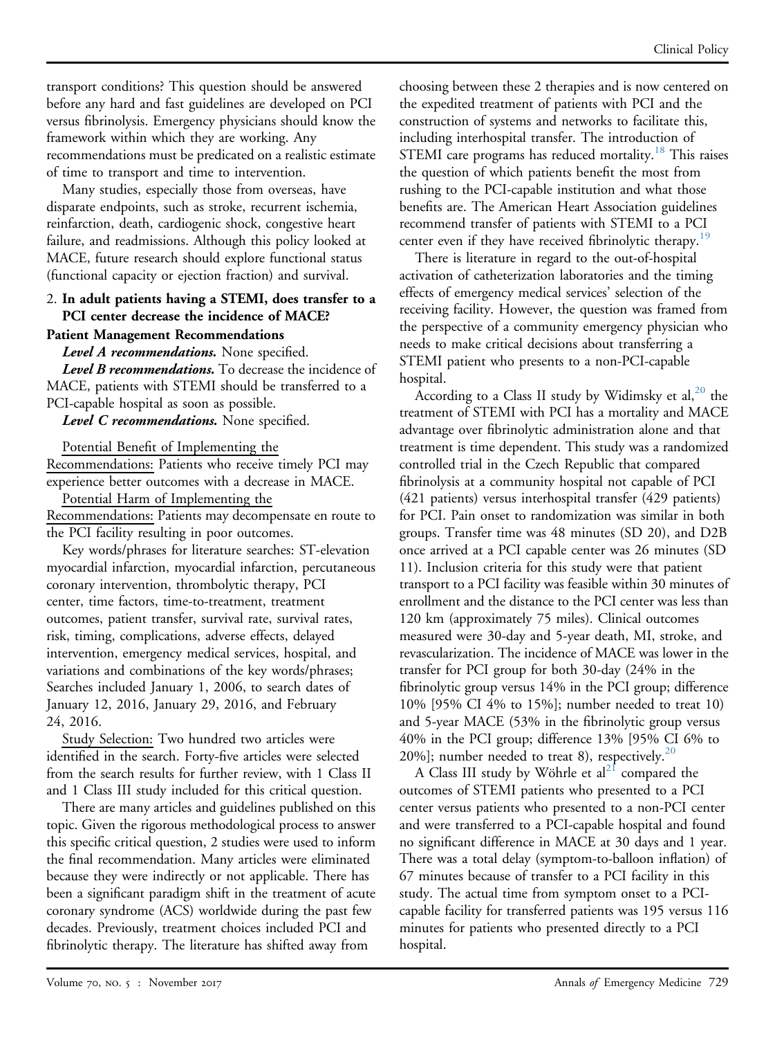transport conditions? This question should be answered before any hard and fast guidelines are developed on PCI versus fibrinolysis. Emergency physicians should know the framework within which they are working. Any recommendations must be predicated on a realistic estimate of time to transport and time to intervention.

Many studies, especially those from overseas, have disparate endpoints, such as stroke, recurrent ischemia, reinfarction, death, cardiogenic shock, congestive heart failure, and readmissions. Although this policy looked at MACE, future research should explore functional status (functional capacity or ejection fraction) and survival.

2. **In adult patients having a STEMI, does transfer to a PCI center decrease the incidence of MACE?**

**Patient Management Recommendations**

***Level A recommendations.*** None specified.

***Level B recommendations.*** To decrease the incidence of MACE, patients with STEMI should be transferred to a PCI-capable hospital as soon as possible.

***Level C recommendations.*** None specified.

Potential Benefit of Implementing the Recommendations: Patients who receive timely PCI may experience better outcomes with a decrease in MACE.

Potential Harm of Implementing the Recommendations: Patients may decompensate en route to the PCI facility resulting in poor outcomes.

Key words/phrases for literature searches: ST-elevation myocardial infarction, myocardial infarction, percutaneous coronary intervention, thrombolytic therapy, PCI center, time factors, time-to-treatment, treatment outcomes, patient transfer, survival rate, survival rates, risk, timing, complications, adverse effects, delayed intervention, emergency medical services, hospital, and variations and combinations of the key words/phrases; Searches included January 1, 2006, to search dates of January 12, 2016, January 29, 2016, and February 24, 2016.

Study Selection: Two hundred two articles were identified in the search. Forty-five articles were selected from the search results for further review, with 1 Class II and 1 Class III study included for this critical question.

There are many articles and guidelines published on this topic. Given the rigorous methodological process to answer this specific critical question, 2 studies were used to inform the final recommendation. Many articles were eliminated because they were indirectly or not applicable. There has been a significant paradigm shift in the treatment of acute coronary syndrome (ACS) worldwide during the past few decades. Previously, treatment choices included PCI and fibrinolytic therapy. The literature has shifted away from choosing between these 2 therapies and is now centered on the expedited treatment of patients with PCI and the construction of systems and networks to facilitate this, including interhospital transfer. The introduction of STEMI care programs has reduced mortality.[18] This raises the question of which patients benefit the most from rushing to the PCI-capable institution and what those benefits are. The American Heart Association guidelines recommend transfer of patients with STEMI to a PCI center even if they have received fibrinolytic therapy.[19]

There is literature in regard to the out-of-hospital activation of catheterization laboratories and the timing effects of emergency medical services' selection of the receiving facility. However, the question was framed from the perspective of a community emergency physician who needs to make critical decisions about transferring a STEMI patient who presents to a non-PCI-capable hospital.

According to a Class II study by Widimsky et al,[20] the treatment of STEMI with PCI has a mortality and MACE advantage over fibrinolytic administration alone and that treatment is time dependent. This study was a randomized controlled trial in the Czech Republic that compared fibrinolysis at a community hospital not capable of PCI (421 patients) versus interhospital transfer (429 patients) for PCI. Pain onset to randomization was similar in both groups. Transfer time was 48 minutes (SD 20), and D2B once arrived at a PCI capable center was 26 minutes (SD 11). Inclusion criteria for this study were that patient transport to a PCI facility was feasible within 30 minutes of enrollment and the distance to the PCI center was less than 120 km (approximately 75 miles). Clinical outcomes measured were 30-day and 5-year death, MI, stroke, and revascularization. The incidence of MACE was lower in the transfer for PCI group for both 30-day (24% in the fibrinolytic group versus 14% in the PCI group; difference 10% [95% CI 4% to 15%]; number needed to treat 10) and 5-year MACE (53% in the fibrinolytic group versus 40% in the PCI group; difference 13% [95% CI 6% to 20%]; number needed to treat 8), respectively.[20]

A Class III study by Wöhrle et al[21] compared the outcomes of STEMI patients who presented to a PCI center versus patients who presented to a non-PCI center and were transferred to a PCI-capable hospital and found no significant difference in MACE at 30 days and 1 year. There was a total delay (symptom-to-balloon inflation) of 67 minutes because of transfer to a PCI facility in this study. The actual time from symptom onset to a PCI-capable facility for transferred patients was 195 versus 116 minutes for patients who presented directly to a PCI hospital.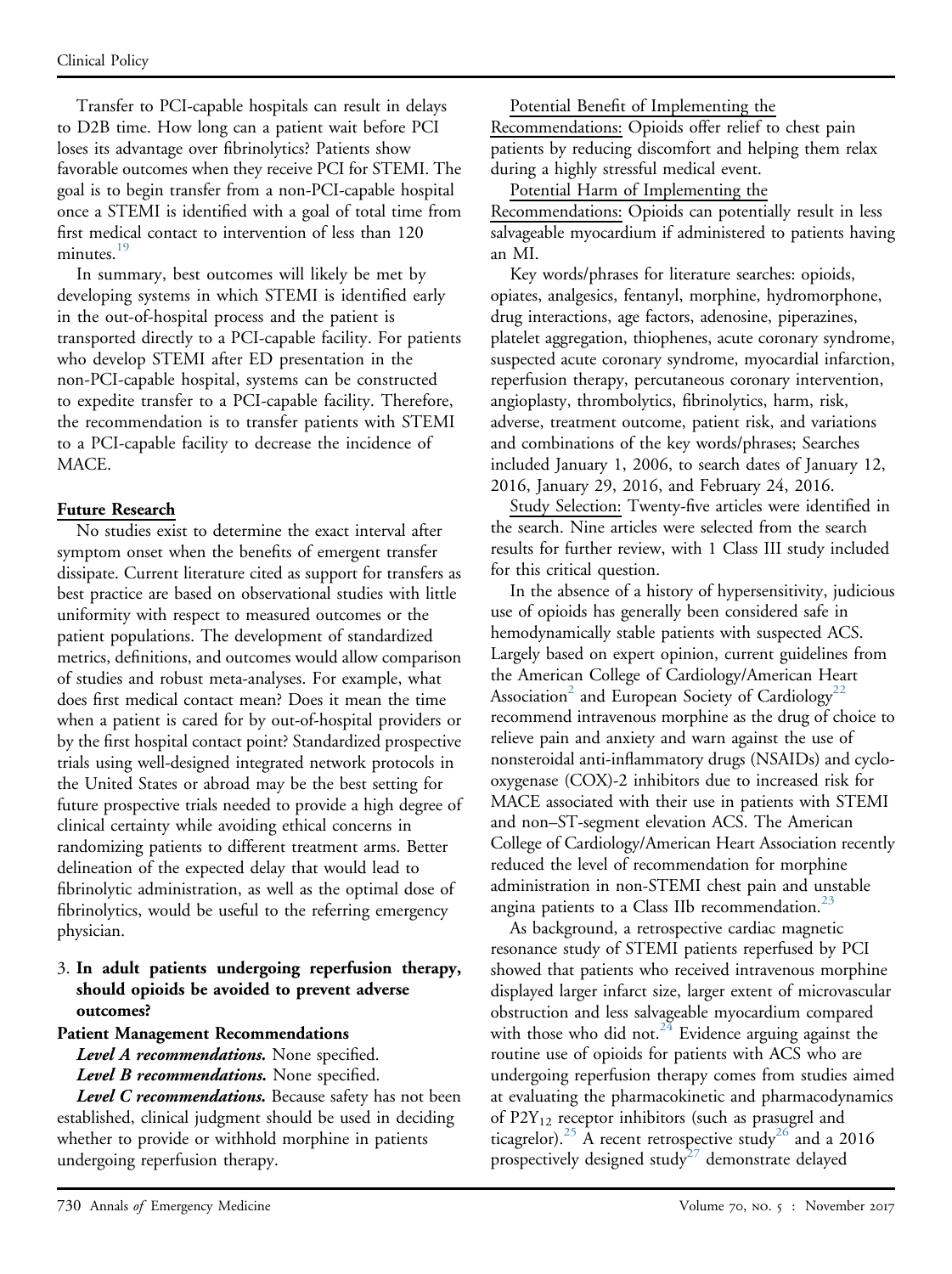Transfer to PCI-capable hospitals can result in delays to D2B time. How long can a patient wait before PCI loses its advantage over fibrinolytics? Patients show favorable outcomes when they receive PCI for STEMI. The goal is to begin transfer from a non-PCI-capable hospital once a STEMI is identified with a goal of total time from first medical contact to intervention of less than 120 minutes.[19]

In summary, best outcomes will likely be met by developing systems in which STEMI is identified early in the out-of-hospital process and the patient is transported directly to a PCI-capable facility. For patients who develop STEMI after ED presentation in the non-PCI-capable hospital, systems can be constructed to expedite transfer to a PCI-capable facility. Therefore, the recommendation is to transfer patients with STEMI to a PCI-capable facility to decrease the incidence of MACE.

## Future Research

No studies exist to determine the exact interval after symptom onset when the benefits of emergent transfer dissipate. Current literature cited as support for transfers as best practice are based on observational studies with little uniformity with respect to measured outcomes or the patient populations. The development of standardized metrics, definitions, and outcomes would allow comparison of studies and robust meta-analyses. For example, what does first medical contact mean? Does it mean the time when a patient is cared for by out-of-hospital providers or by the first hospital contact point? Standardized prospective trials using well-designed integrated network protocols in the United States or abroad may be the best setting for future prospective trials needed to provide a high degree of clinical certainty while avoiding ethical concerns in randomizing patients to different treatment arms. Better delineation of the expected delay that would lead to fibrinolytic administration, as well as the optimal dose of fibrinolytics, would be useful to the referring emergency physician.

3. **In adult patients undergoing reperfusion therapy, should opioids be avoided to prevent adverse outcomes?**

**Patient Management Recommendations**

***Level A recommendations.*** None specified.

***Level B recommendations.*** None specified.

***Level C recommendations.*** Because safety has not been established, clinical judgment should be used in deciding whether to provide or withhold morphine in patients undergoing reperfusion therapy.

Potential Benefit of Implementing the Recommendations: Opioids offer relief to chest pain patients by reducing discomfort and helping them relax during a highly stressful medical event.

Potential Harm of Implementing the Recommendations: Opioids can potentially result in less salvageable myocardium if administered to patients having an MI.

Key words/phrases for literature searches: opioids, opiates, analgesics, fentanyl, morphine, hydromorphone, drug interactions, age factors, adenosine, piperazines, platelet aggregation, thiophenes, acute coronary syndrome, suspected acute coronary syndrome, myocardial infarction, reperfusion therapy, percutaneous coronary intervention, angioplasty, thrombolytics, fibrinolytics, harm, risk, adverse, treatment outcome, patient risk, and variations and combinations of the key words/phrases; Searches included January 1, 2006, to search dates of January 12, 2016, January 29, 2016, and February 24, 2016.

Study Selection: Twenty-five articles were identified in the search. Nine articles were selected from the search results for further review, with 1 Class III study included for this critical question.

In the absence of a history of hypersensitivity, judicious use of opioids has generally been considered safe in hemodynamically stable patients with suspected ACS. Largely based on expert opinion, current guidelines from the American College of Cardiology/American Heart Association[2] and European Society of Cardiology[22] recommend intravenous morphine as the drug of choice to relieve pain and anxiety and warn against the use of nonsteroidal anti-inflammatory drugs (NSAIDs) and cyclooxygenase (COX)-2 inhibitors due to increased risk for MACE associated with their use in patients with STEMI and non–ST-segment elevation ACS. The American College of Cardiology/American Heart Association recently reduced the level of recommendation for morphine administration in non-STEMI chest pain and unstable angina patients to a Class IIb recommendation.[23]

As background, a retrospective cardiac magnetic resonance study of STEMI patients reperfused by PCI showed that patients who received intravenous morphine displayed larger infarct size, larger extent of microvascular obstruction and less salvageable myocardium compared with those who did not.[24] Evidence arguing against the routine use of opioids for patients with ACS who are undergoing reperfusion therapy comes from studies aimed at evaluating the pharmacokinetic and pharmacodynamics of $P2Y_{12}$ receptor inhibitors (such as prasugrel and ticagrelor).[25] A recent retrospective study[26] and a 2016 prospectively designed study[27] demonstrate delayed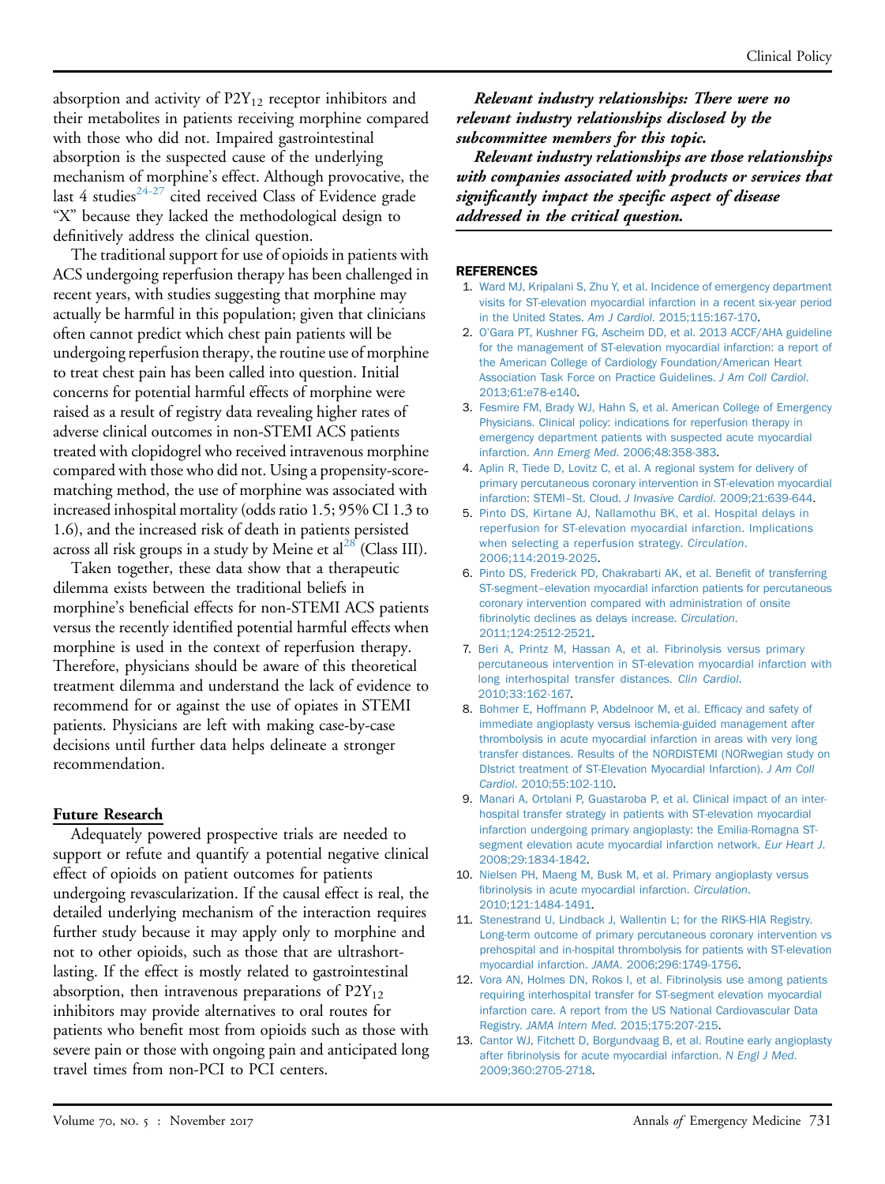absorption and activity of $P2Y_{12}$ receptor inhibitors and their metabolites in patients receiving morphine compared with those who did not. Impaired gastrointestinal absorption is the suspected cause of the underlying mechanism of morphine's effect. Although provocative, the last 4 studies[24-27] cited received Class of Evidence grade "X" because they lacked the methodological design to definitively address the clinical question.

The traditional support for use of opioids in patients with ACS undergoing reperfusion therapy has been challenged in recent years, with studies suggesting that morphine may actually be harmful in this population; given that clinicians often cannot predict which chest pain patients will be undergoing reperfusion therapy, the routine use of morphine to treat chest pain has been called into question. Initial concerns for potential harmful effects of morphine were raised as a result of registry data revealing higher rates of adverse clinical outcomes in non-STEMI ACS patients treated with clopidogrel who received intravenous morphine compared with those who did not. Using a propensity-score-matching method, the use of morphine was associated with increased inhospital mortality (odds ratio 1.5; 95% CI 1.3 to 1.6), and the increased risk of death in patients persisted across all risk groups in a study by Meine et al[28] (Class III).

Taken together, these data show that a therapeutic dilemma exists between the traditional beliefs in morphine's beneficial effects for non-STEMI ACS patients versus the recently identified potential harmful effects when morphine is used in the context of reperfusion therapy. Therefore, physicians should be aware of this theoretical treatment dilemma and understand the lack of evidence to recommend for or against the use of opiates in STEMI patients. Physicians are left with making case-by-case decisions until further data helps delineate a stronger recommendation.

## Future Research

Adequately powered prospective trials are needed to support or refute and quantify a potential negative clinical effect of opioids on patient outcomes for patients undergoing revascularization. If the causal effect is real, the detailed underlying mechanism of the interaction requires further study because it may apply only to morphine and not to other opioids, such as those that are ultrashort-lasting. If the effect is mostly related to gastrointestinal absorption, then intravenous preparations of $P2Y_{12}$ inhibitors may provide alternatives to oral routes for patients who benefit most from opioids such as those with severe pain or those with ongoing pain and anticipated long travel times from non-PCI to PCI centers.

***Relevant industry relationships: There were no relevant industry relationships disclosed by the subcommittee members for this topic.***

***Relevant industry relationships are those relationships with companies associated with products or services that significantly impact the specific aspect of disease addressed in the critical question.***

## REFERENCES

1. Ward MJ, Kripalani S, Zhu Y, et al. Incidence of emergency department visits for ST-elevation myocardial infarction in a recent six-year period in the United States. *Am J Cardiol*. 2015;115:167-170.
2. O'Gara PT, Kushner FG, Ascheim DD, et al. 2013 ACCF/AHA guideline for the management of ST-elevation myocardial infarction: a report of the American College of Cardiology Foundation/American Heart Association Task Force on Practice Guidelines. *J Am Coll Cardiol*. 2013;61:e78-e140.
3. Fesmire FM, Brady WJ, Hahn S, et al. American College of Emergency Physicians. Clinical policy: indications for reperfusion therapy in emergency department patients with suspected acute myocardial infarction. *Ann Emerg Med*. 2006;48:358-383.
4. Aplin R, Tiede D, Lovitz C, et al. A regional system for delivery of primary percutaneous coronary intervention in ST-elevation myocardial infarction: STEMI–St. Cloud. *J Invasive Cardiol*. 2009;21:639-644.
5. Pinto DS, Kirtane AJ, Nallamothu BK, et al. Hospital delays in reperfusion for ST-elevation myocardial infarction. Implications when selecting a reperfusion strategy. *Circulation*. 2006;114:2019-2025.
6. Pinto DS, Frederick PD, Chakrabarti AK, et al. Benefit of transferring ST-segment–elevation myocardial infarction patients for percutaneous coronary intervention compared with administration of onsite fibrinolytic declines as delays increase. *Circulation*. 2011;124:2512-2521.
7. Beri A, Printz M, Hassan A, et al. Fibrinolysis versus primary percutaneous intervention in ST-elevation myocardial infarction with long interhospital transfer distances. *Clin Cardiol*. 2010;33:162-167.
8. Bohmer E, Hoffmann P, Abdelnoor M, et al. Efficacy and safety of immediate angioplasty versus ischemia-guided management after thrombolysis in acute myocardial infarction in areas with very long transfer distances. Results of the NORDISTEMI (NORwegian study on DIstrict treatment of ST-Elevation Myocardial Infarction). *J Am Coll Cardiol*. 2010;55:102-110.
9. Manari A, Ortolani P, Guastaroba P, et al. Clinical impact of an inter-hospital transfer strategy in patients with ST-elevation myocardial infarction undergoing primary angioplasty: the Emilia-Romagna ST-segment elevation acute myocardial infarction network. *Eur Heart J*. 2008;29:1834-1842.
10. Nielsen PH, Maeng M, Busk M, et al. Primary angioplasty versus fibrinolysis in acute myocardial infarction. *Circulation*. 2010;121:1484-1491.
11. Stenestrand U, Lindback J, Wallentin L; for the RIKS-HIA Registry. Long-term outcome of primary percutaneous coronary intervention vs prehospital and in-hospital thrombolysis for patients with ST-elevation myocardial infarction. *JAMA*. 2006;296:1749-1756.
12. Vora AN, Holmes DN, Rokos I, et al. Fibrinolysis use among patients requiring interhospital transfer for ST-segment elevation myocardial infarction care. A report from the US National Cardiovascular Data Registry. *JAMA Intern Med*. 2015;175:207-215.
13. Cantor WJ, Fitchett D, Borgundvaag B, et al. Routine early angioplasty after fibrinolysis for acute myocardial infarction. *N Engl J Med*. 2009;360:2705-2718.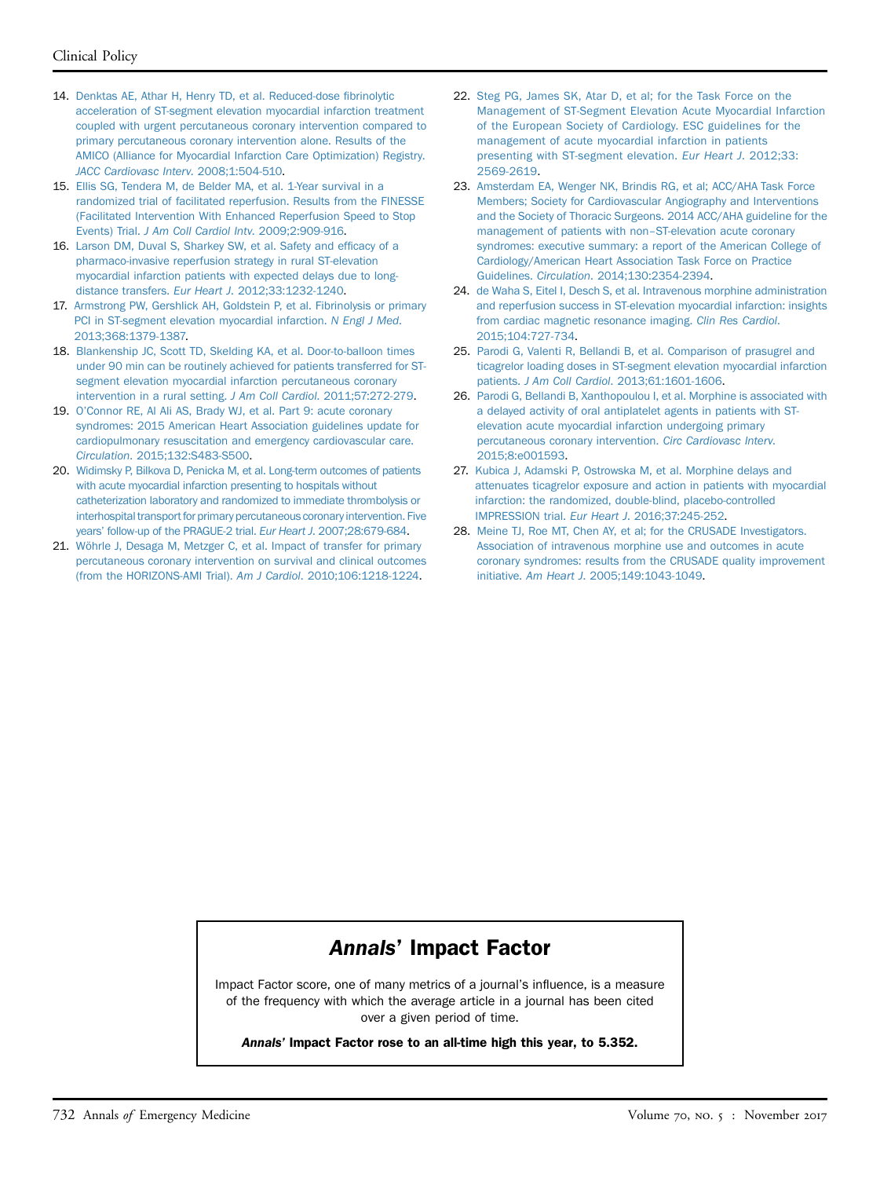14. Denktas AE, Athar H, Henry TD, et al. Reduced-dose fibrinolytic acceleration of ST-segment elevation myocardial infarction treatment coupled with urgent percutaneous coronary intervention compared to primary percutaneous coronary intervention alone. Results of the AMICO (Alliance for Myocardial Infarction Care Optimization) Registry. *JACC Cardiovasc Interv*. 2008;1:504-510.
15. Ellis SG, Tendera M, de Belder MA, et al. 1-Year survival in a randomized trial of facilitated reperfusion. Results from the FINESSE (Facilitated Intervention With Enhanced Reperfusion Speed to Stop Events) Trial. *J Am Coll Cardiol Intv*. 2009;2:909-916.
16. Larson DM, Duval S, Sharkey SW, et al. Safety and efficacy of a pharmaco-invasive reperfusion strategy in rural ST-elevation myocardial infarction patients with expected delays due to long-distance transfers. *Eur Heart J*. 2012;33:1232-1240.
17. Armstrong PW, Gershlick AH, Goldstein P, et al. Fibrinolysis or primary PCI in ST-segment elevation myocardial infarction. *N Engl J Med*. 2013;368:1379-1387.
18. Blankenship JC, Scott TD, Skelding KA, et al. Door-to-balloon times under 90 min can be routinely achieved for patients transferred for ST-segment elevation myocardial infarction percutaneous coronary intervention in a rural setting. *J Am Coll Cardiol*. 2011;57:272-279.
19. O'Connor RE, Al Ali AS, Brady WJ, et al. Part 9: acute coronary syndromes: 2015 American Heart Association guidelines update for cardiopulmonary resuscitation and emergency cardiovascular care. *Circulation*. 2015;132:S483-S500.
20. Widimsky P, Bilkova D, Penicka M, et al. Long-term outcomes of patients with acute myocardial infarction presenting to hospitals without catheterization laboratory and randomized to immediate thrombolysis or interhospital transport for primary percutaneous coronary intervention. Five years' follow-up of the PRAGUE-2 trial. *Eur Heart J*. 2007;28:679-684.
21. Wöhrle J, Desaga M, Metzger C, et al. Impact of transfer for primary percutaneous coronary intervention on survival and clinical outcomes (from the HORIZONS-AMI Trial). *Am J Cardiol*. 2010;106:1218-1224.
22. Steg PG, James SK, Atar D, et al; for the Task Force on the Management of ST-Segment Elevation Acute Myocardial Infarction of the European Society of Cardiology. ESC guidelines for the management of acute myocardial infarction in patients presenting with ST-segment elevation. *Eur Heart J*. 2012;33:2569-2619.
23. Amsterdam EA, Wenger NK, Brindis RG, et al; ACC/AHA Task Force Members; Society for Cardiovascular Angiography and Interventions and the Society of Thoracic Surgeons. 2014 ACC/AHA guideline for the management of patients with non–ST-elevation acute coronary syndromes: executive summary: a report of the American College of Cardiology/American Heart Association Task Force on Practice Guidelines. *Circulation*. 2014;130:2354-2394.
24. de Waha S, Eitel I, Desch S, et al. Intravenous morphine administration and reperfusion success in ST-elevation myocardial infarction: insights from cardiac magnetic resonance imaging. *Clin Res Cardiol*. 2015;104:727-734.
25. Parodi G, Valenti R, Bellandi B, et al. Comparison of prasugrel and ticagrelor loading doses in ST-segment elevation myocardial infarction patients. *J Am Coll Cardiol*. 2013;61:1601-1606.
26. Parodi G, Bellandi B, Xanthopoulou I, et al. Morphine is associated with a delayed activity of oral antiplatelet agents in patients with ST-elevation acute myocardial infarction undergoing primary percutaneous coronary intervention. *Circ Cardiovasc Interv*. 2015;8:e001593.
27. Kubica J, Adamski P, Ostrowska M, et al. Morphine delays and attenuates ticagrelor exposure and action in patients with myocardial infarction: the randomized, double-blind, placebo-controlled IMPRESSION trial. *Eur Heart J*. 2016;37:245-252.
28. Meine TJ, Roe MT, Chen AY, et al; for the CRUSADE Investigators. Association of intravenous morphine use and outcomes in acute coronary syndromes: results from the CRUSADE quality improvement initiative. *Am Heart J*. 2005;149:1043-1049.

## *Annals*' Impact Factor

Impact Factor score, one of many metrics of a journal's influence, is a measure of the frequency with which the average article in a journal has been cited over a given period of time.

***Annals*' Impact Factor rose to an all-time high this year, to 5.352.**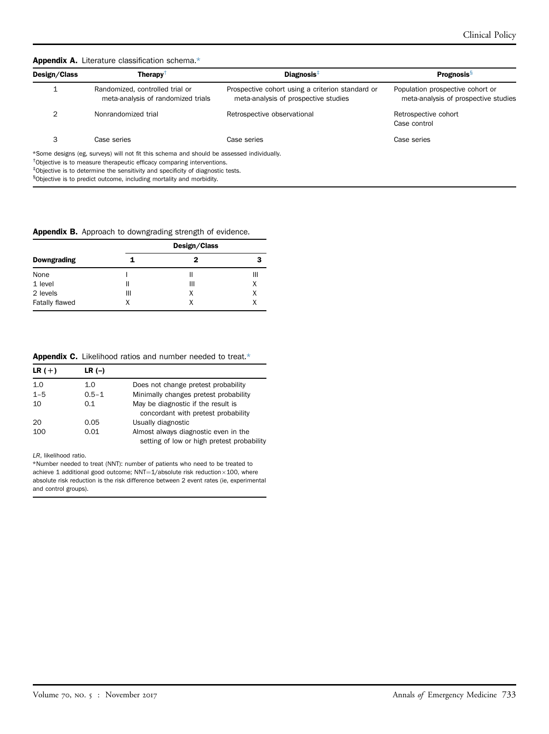**Appendix A.** Literature classification schema.*

| Design/Class | Therapy† | Diagnosis‡ | Prognosis§ |
|---|---|---|---|
| 1 | Randomized, controlled trial or meta-analysis of randomized trials | Prospective cohort using a criterion standard or meta-analysis of prospective studies | Population prospective cohort or meta-analysis of prospective studies |
| 2 | Nonrandomized trial | Retrospective observational | Retrospective cohort<br>Case control |
| 3 | Case series | Case series | Case series |

*Some designs (eg, surveys) will not fit this schema and should be assessed individually.
†Objective is to measure therapeutic efficacy comparing interventions.
‡Objective is to determine the sensitivity and specificity of diagnostic tests.
§Objective is to predict outcome, including mortality and morbidity.

**Appendix B.** Approach to downgrading strength of evidence.

| | Design/Class | | |
|---|---|---|---|
| **Downgrading** | **1** | **2** | **3** |
| None | I | II | III |
| 1 level | II | III | X |
| 2 levels | III | X | X |
| Fatally flawed | X | X | X |

**Appendix C.** Likelihood ratios and number needed to treat.*

| LR (+) | LR (–) | |
|---|---|---|
| 1.0 | 1.0 | Does not change pretest probability |
| 1–5 | 0.5–1 | Minimally changes pretest probability |
| 10 | 0.1 | May be diagnostic if the result is concordant with pretest probability |
| 20 | 0.05 | Usually diagnostic |
| 100 | 0.01 | Almost always diagnostic even in the setting of low or high pretest probability |

*LR*, likelihood ratio.
*Number needed to treat (NNT): number of patients who need to be treated to achieve 1 additional good outcome; NNT=1/absolute risk reduction×100, where absolute risk reduction is the risk difference between 2 event rates (ie, experimental and control groups).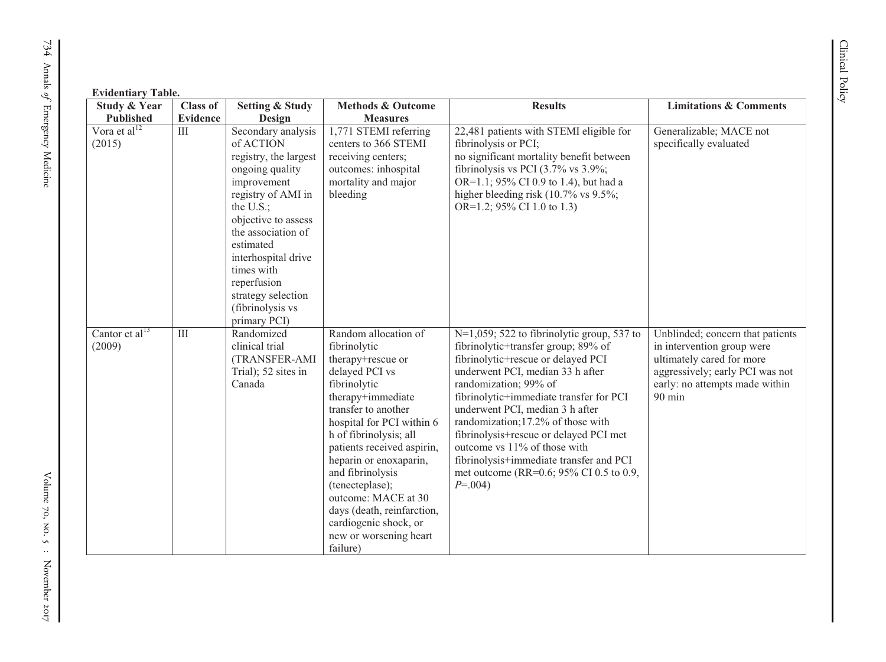**Evidentiary Table.**

| Study & Year Published | Class of Evidence | Setting & Study Design | Methods & Outcome Measures | Results | Limitations & Comments |
|---|---|---|---|---|---|
| Vora et al[12] (2015) | III | Secondary analysis of ACTION registry, the largest ongoing quality improvement registry of AMI in the U.S.; objective to assess the association of estimated interhospital drive times with reperfusion strategy selection (fibrinolysis vs primary PCI) | 1,771 STEMI referring centers to 366 STEMI receiving centers; outcomes: inhospital mortality and major bleeding | 22,481 patients with STEMI eligible for fibrinolysis or PCI; no significant mortality benefit between fibrinolysis vs PCI (3.7% vs 3.9%; OR=1.1; 95% CI 0.9 to 1.4), but had a higher bleeding risk (10.7% vs 9.5%; OR=1.2; 95% CI 1.0 to 1.3) | Generalizable; MACE not specifically evaluated |
| Cantor et al[13] (2009) | III | Randomized clinical trial (TRANSFER-AMI Trial); 52 sites in Canada | Random allocation of fibrinolytic therapy+rescue or delayed PCI vs fibrinolytic therapy+immediate transfer to another hospital for PCI within 6 h of fibrinolysis; all patients received aspirin, heparin or enoxaparin, and fibrinolysis (tenecteplase); outcome: MACE at 30 days (death, reinfarction, cardiogenic shock, or new or worsening heart failure) | N=1,059; 522 to fibrinolytic group, 537 to fibrinolytic+transfer group; 89% of fibrinolytic+rescue or delayed PCI underwent PCI, median 33 h after randomization; 99% of fibrinolytic+immediate transfer for PCI underwent PCI, median 3 h after randomization;17.2% of those with fibrinolysis+rescue or delayed PCI met outcome vs 11% of those with fibrinolysis+immediate transfer and PCI met outcome (RR=0.6; 95% CI 0.5 to 0.9, *P*=.004) | Unblinded; concern that patients in intervention group were ultimately cared for more aggressively; early PCI was not early: no attempts made within 90 min |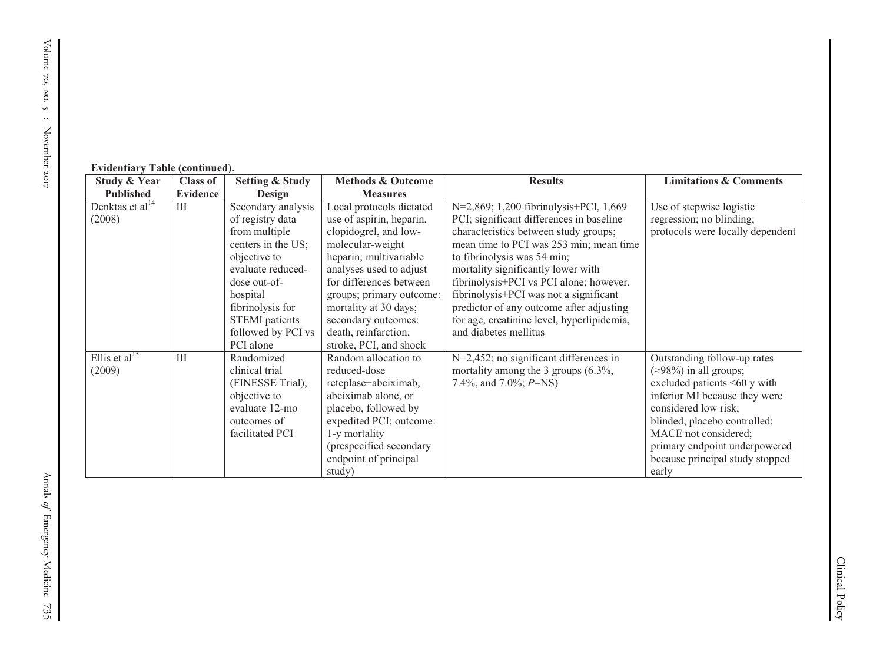**Evidentiary Table (continued).**

| Study & Year Published | Class of Evidence | Setting & Study Design | Methods & Outcome Measures | Results | Limitations & Comments |
|---|---|---|---|---|---|
| Denktas et al[14] (2008) | III | Secondary analysis of registry data from multiple centers in the US; objective to evaluate reduced-dose out-of-hospital fibrinolysis for STEMI patients followed by PCI vs PCI alone | Local protocols dictated use of aspirin, heparin, clopidogrel, and low-molecular-weight heparin; multivariable analyses used to adjust for differences between groups; primary outcome: mortality at 30 days; secondary outcomes: death, reinfarction, stroke, PCI, and shock | N=2,869; 1,200 fibrinolysis+PCI, 1,669 PCI; significant differences in baseline characteristics between study groups; mean time to PCI was 253 min; mean time to fibrinolysis was 54 min; mortality significantly lower with fibrinolysis+PCI vs PCI alone; however, fibrinolysis+PCI was not a significant predictor of any outcome after adjusting for age, creatinine level, hyperlipidemia, and diabetes mellitus | Use of stepwise logistic regression; no blinding; protocols were locally dependent |
| Ellis et al[15] (2009) | III | Randomized clinical trial (FINESSE Trial); objective to evaluate 12-mo outcomes of facilitated PCI | Random allocation to reduced-dose reteplase+abciximab, abciximab alone, or placebo, followed by expedited PCI; outcome: 1-y mortality (prespecified secondary endpoint of principal study) | N=2,452; no significant differences in mortality among the 3 groups (6.3%, 7.4%, and 7.0%; *P*=NS) | Outstanding follow-up rates (≈98%) in all groups; excluded patients <60 y with inferior MI because they were considered low risk; blinded, placebo controlled; MACE not considered; primary endpoint underpowered because principal study stopped early |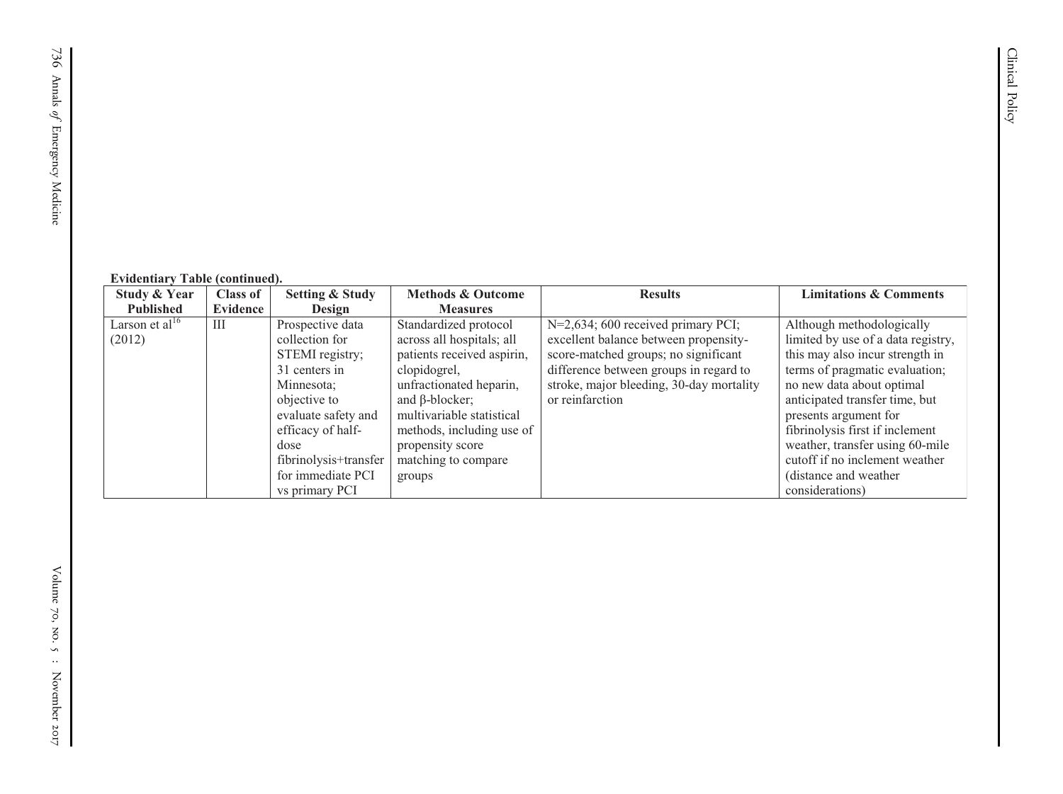**Evidentiary Table (continued).**

| Study & Year Published | Class of Evidence | Setting & Study Design | Methods & Outcome Measures | Results | Limitations & Comments |
|---|---|---|---|---|---|
| Larson et al[16] (2012) | III | Prospective data collection for STEMI registry; 31 centers in Minnesota; objective to evaluate safety and efficacy of half-dose fibrinolysis+transfer for immediate PCI vs primary PCI | Standardized protocol across all hospitals; all patients received aspirin, clopidogrel, unfractionated heparin, and β-blocker; multivariable statistical methods, including use of propensity score matching to compare groups | N=2,634; 600 received primary PCI; excellent balance between propensity-score-matched groups; no significant difference between groups in regard to stroke, major bleeding, 30-day mortality or reinfarction | Although methodologically limited by use of a data registry, this may also incur strength in terms of pragmatic evaluation; no new data about optimal anticipated transfer time, but presents argument for fibrinolysis first if inclement weather, transfer using 60-mile cutoff if no inclement weather (distance and weather considerations) |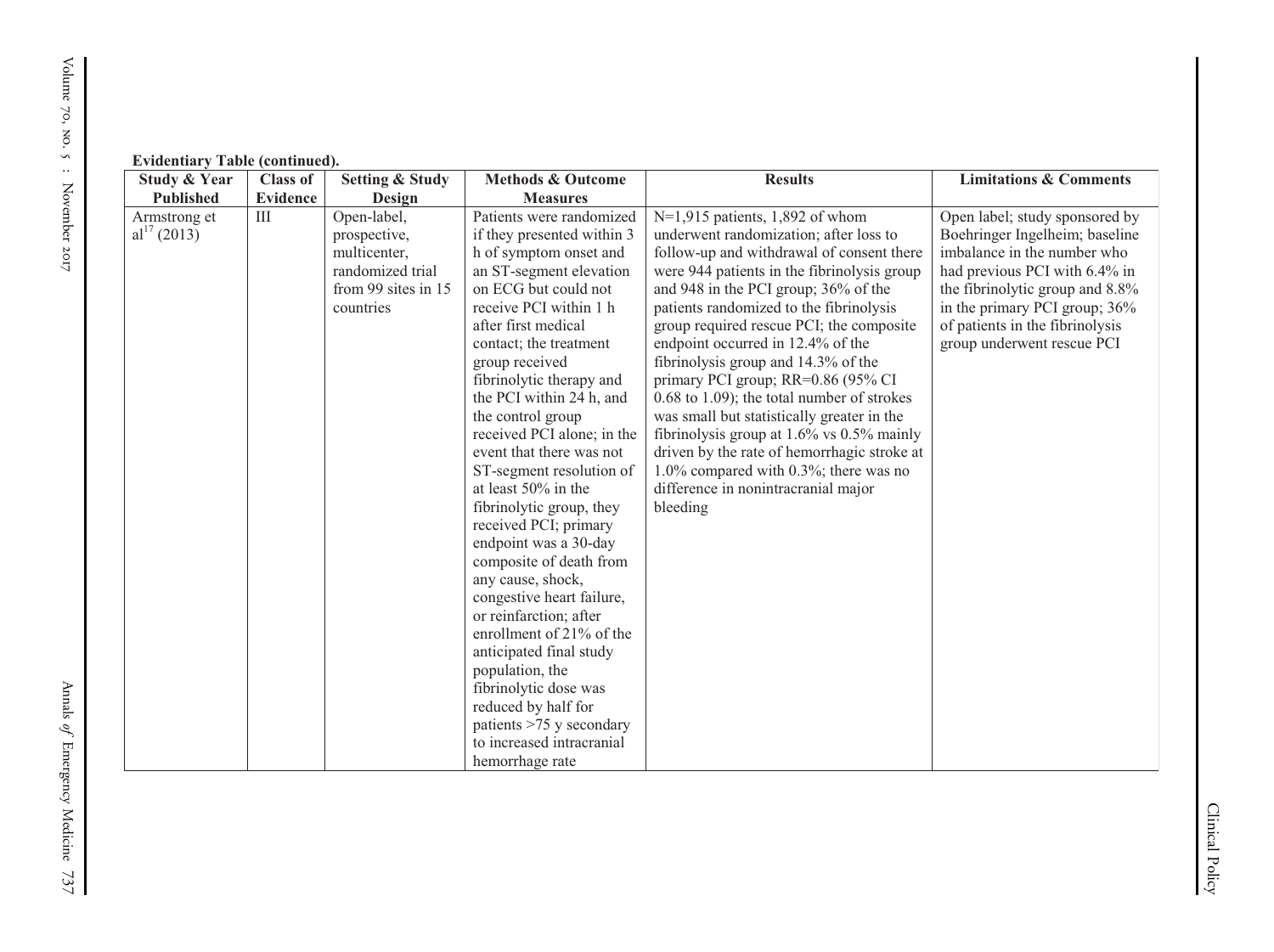**Evidentiary Table (continued).**

| Study & Year Published | Class of Evidence | Setting & Study Design | Methods & Outcome Measures | Results | Limitations & Comments |
|---|---|---|---|---|---|
| Armstrong et al[17] (2013) | III | Open-label, prospective, multicenter, randomized trial from 99 sites in 15 countries | Patients were randomized if they presented within 3 h of symptom onset and an ST-segment elevation on ECG but could not receive PCI within 1 h after first medical contact; the treatment group received fibrinolytic therapy and the PCI within 24 h, and the control group received PCI alone; in the event that there was not ST-segment resolution of at least 50% in the fibrinolytic group, they received PCI; primary endpoint was a 30-day composite of death from any cause, shock, congestive heart failure, or reinfarction; after enrollment of 21% of the anticipated final study population, the fibrinolytic dose was reduced by half for patients >75 y secondary to increased intracranial hemorrhage rate | N=1,915 patients, 1,892 of whom underwent randomization; after loss to follow-up and withdrawal of consent there were 944 patients in the fibrinolysis group and 948 in the PCI group; 36% of the patients randomized to the fibrinolysis group required rescue PCI; the composite endpoint occurred in 12.4% of the fibrinolysis group and 14.3% of the primary PCI group; RR=0.86 (95% CI 0.68 to 1.09); the total number of strokes was small but statistically greater in the fibrinolysis group at 1.6% vs 0.5% mainly driven by the rate of hemorrhagic stroke at 1.0% compared with 0.3%; there was no difference in nonintracranial major bleeding | Open label; study sponsored by Boehringer Ingelheim; baseline imbalance in the number who had previous PCI with 6.4% in the fibrinolytic group and 8.8% in the primary PCI group; 36% of patients in the fibrinolysis group underwent rescue PCI |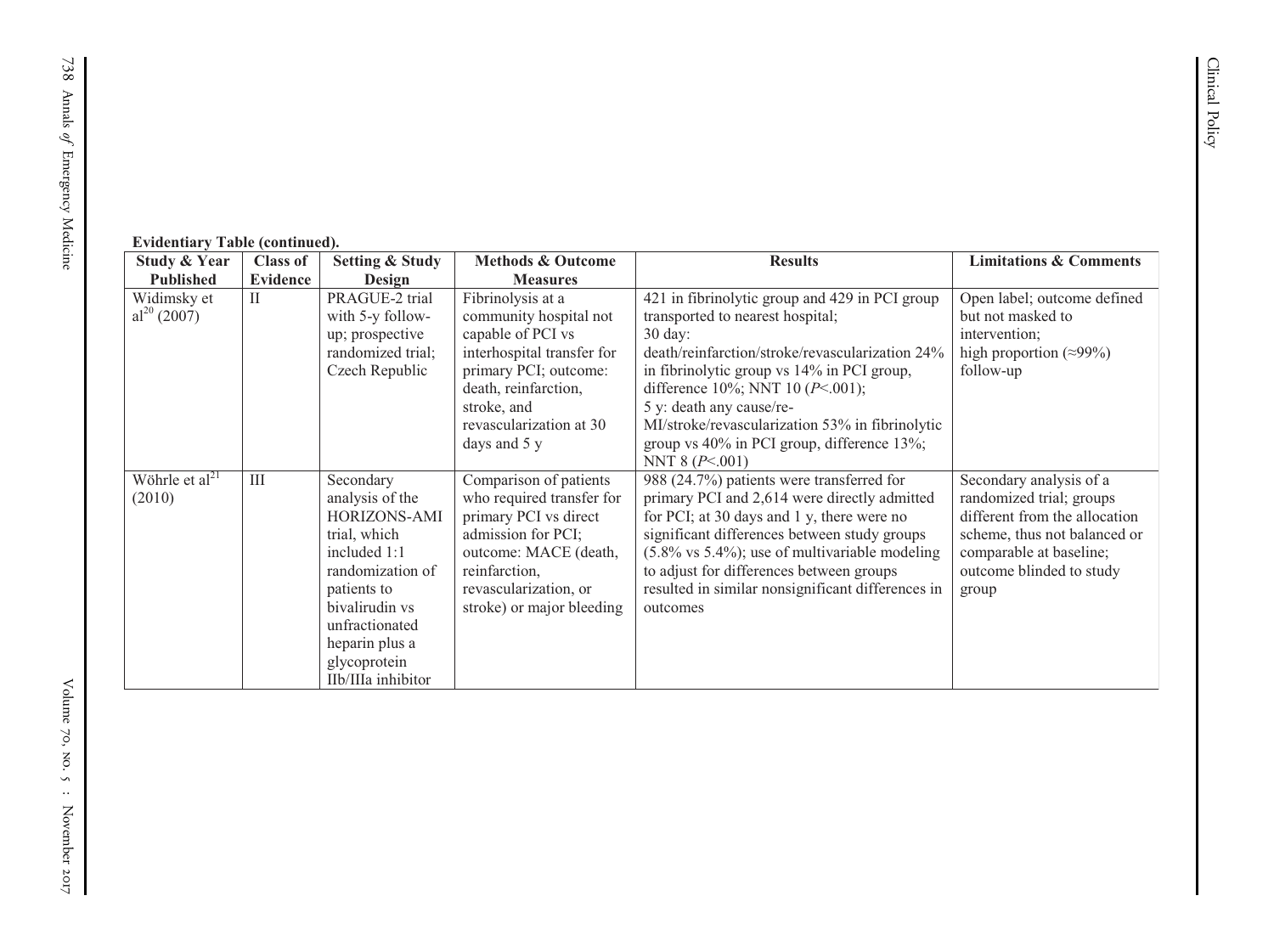**Evidentiary Table (continued).**

| Study & Year Published | Class of Evidence | Setting & Study Design | Methods & Outcome Measures | Results | Limitations & Comments |
|---|---|---|---|---|---|
| Widimsky et al[20] (2007) | II | PRAGUE-2 trial with 5-y follow-up; prospective randomized trial; Czech Republic | Fibrinolysis at a community hospital not capable of PCI vs interhospital transfer for primary PCI; outcome: death, reinfarction, stroke, and revascularization at 30 days and 5 y | 421 in fibrinolytic group and 429 in PCI group transported to nearest hospital; 30 day: death/reinfarction/stroke/revascularization 24% in fibrinolytic group vs 14% in PCI group, difference 10%; NNT 10 ($P<.001$); 5 y: death any cause/re-MI/stroke/revascularization 53% in fibrinolytic group vs 40% in PCI group, difference 13%; NNT 8 ($P<.001$) | Open label; outcome defined but not masked to intervention; high proportion (≈99%) follow-up |
| Wöhrle et al[21] (2010) | III | Secondary analysis of the HORIZONS-AMI trial, which included 1:1 randomization of patients to bivalirudin vs unfractionated heparin plus a glycoprotein IIb/IIIa inhibitor | Comparison of patients who required transfer for primary PCI vs direct admission for PCI; outcome: MACE (death, reinfarction, revascularization, or stroke) or major bleeding | 988 (24.7%) patients were transferred for primary PCI and 2,614 were directly admitted for PCI; at 30 days and 1 y, there were no significant differences between study groups (5.8% vs 5.4%); use of multivariable modeling to adjust for differences between groups resulted in similar nonsignificant differences in outcomes | Secondary analysis of a randomized trial; groups different from the allocation scheme, thus not balanced or comparable at baseline; outcome blinded to study group |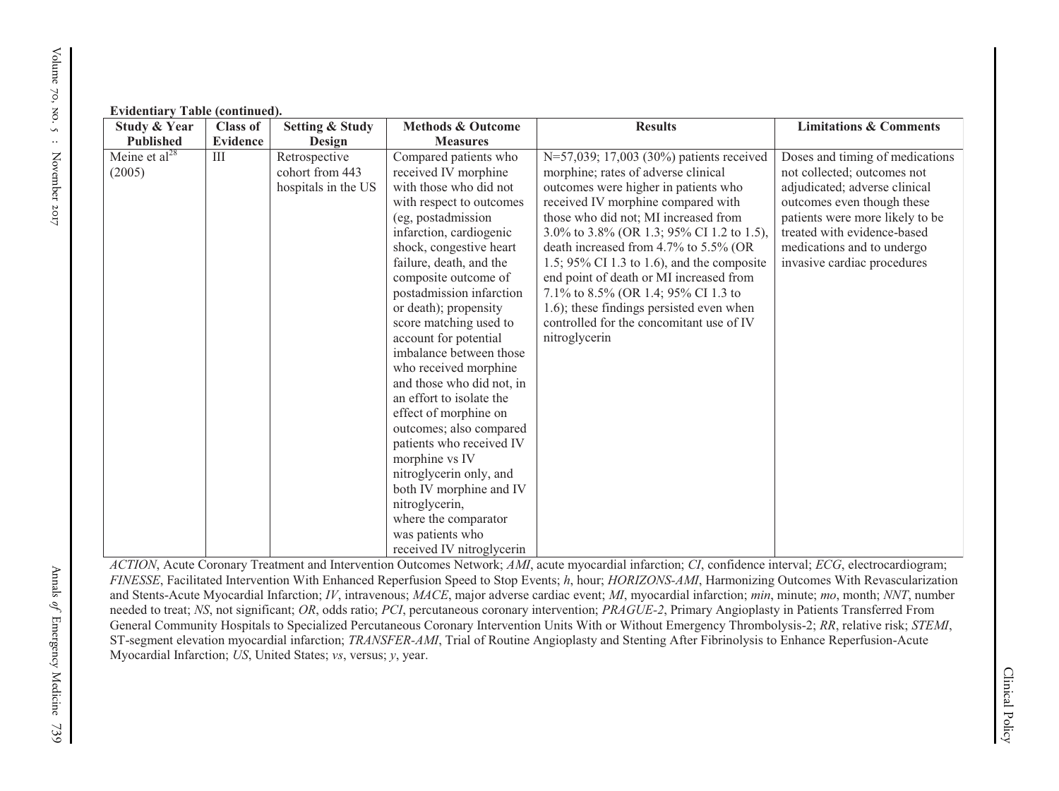**Evidentiary Table (continued).**

| Study & Year Published | Class of Evidence | Setting & Study Design | Methods & Outcome Measures | Results | Limitations & Comments |
|---|---|---|---|---|---|
| Meine et al[28] (2005) | III | Retrospective cohort from 443 hospitals in the US | Compared patients who received IV morphine with those who did not with respect to outcomes (eg, postadmission infarction, cardiogenic shock, congestive heart failure, death, and the composite outcome of postadmission infarction or death); propensity score matching used to account for potential imbalance between those who received morphine and those who did not, in an effort to isolate the effect of morphine on outcomes; also compared patients who received IV morphine vs IV nitroglycerin only, and both IV morphine and IV nitroglycerin, where the comparator was patients who received IV nitroglycerin | N=57,039; 17,003 (30%) patients received morphine; rates of adverse clinical outcomes were higher in patients who received IV morphine compared with those who did not; MI increased from 3.0% to 3.8% (OR 1.3; 95% CI 1.2 to 1.5), death increased from 4.7% to 5.5% (OR 1.5; 95% CI 1.3 to 1.6), and the composite end point of death or MI increased from 7.1% to 8.5% (OR 1.4; 95% CI 1.3 to 1.6); these findings persisted even when controlled for the concomitant use of IV nitroglycerin | Doses and timing of medications not collected; outcomes not adjudicated; adverse clinical outcomes even though these patients were more likely to be treated with evidence-based medications and to undergo invasive cardiac procedures |

*ACTION*, Acute Coronary Treatment and Intervention Outcomes Network; *AMI*, acute myocardial infarction; *CI*, confidence interval; *ECG*, electrocardiogram; *FINESSE*, Facilitated Intervention With Enhanced Reperfusion Speed to Stop Events; *h*, hour; *HORIZONS-AMI*, Harmonizing Outcomes With Revascularization and Stents-Acute Myocardial Infarction; *IV*, intravenous; *MACE*, major adverse cardiac event; *MI*, myocardial infarction; *min*, minute; *mo*, month; *NNT*, number needed to treat; *NS*, not significant; *OR*, odds ratio; *PCI*, percutaneous coronary intervention; *PRAGUE-2*, Primary Angioplasty in Patients Transferred From General Community Hospitals to Specialized Percutaneous Coronary Intervention Units With or Without Emergency Thrombolysis-2; *RR*, relative risk; *STEMI*, ST-segment elevation myocardial infarction; *TRANSFER-AMI*, Trial of Routine Angioplasty and Stenting After Fibrinolysis to Enhance Reperfusion-Acute Myocardial Infarction; *US*, United States; *vs*, versus; *y*, year.